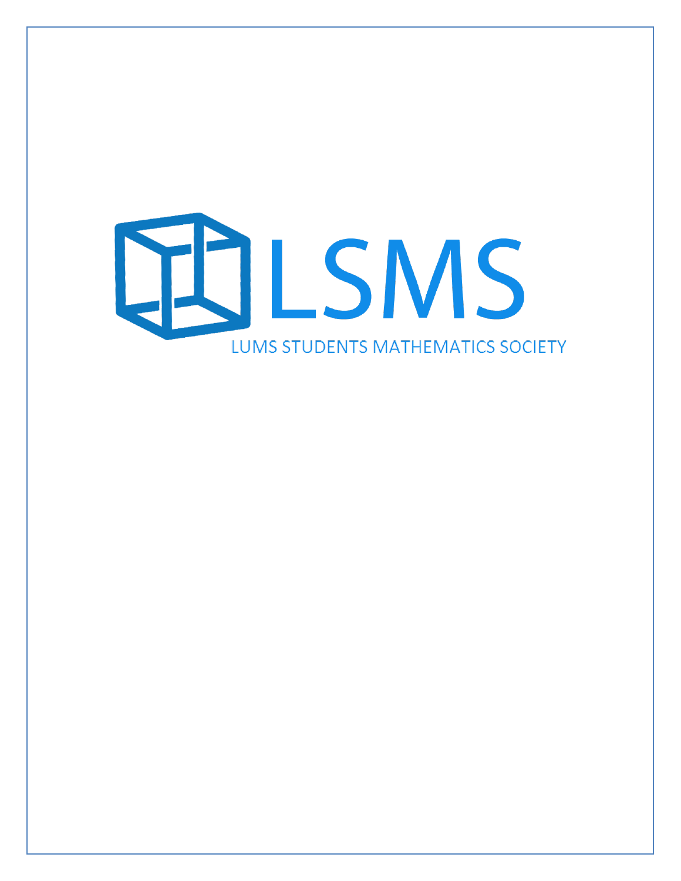# LSMS

LUMS STUDENTS MATHEMATICS SOCIETY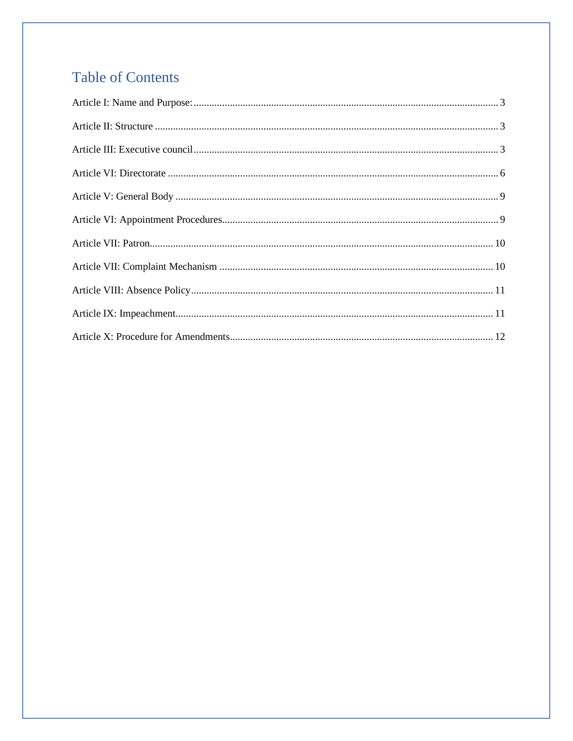# Table of Contents

Article I: Name and Purpose: ........................................................................................................ 3

Article II: Structure ........................................................................................................ 3

Article III: Executive council ........................................................................................................ 3

Article VI: Directorate ........................................................................................................ 6

Article V: General Body ........................................................................................................ 9

Article VI: Appointment Procedures ........................................................................................................ 9

Article VII: Patron ........................................................................................................ 10

Article VII: Complaint Mechanism ........................................................................................................ 10

Article VIII: Absence Policy ........................................................................................................ 11

Article IX: Impeachment ........................................................................................................ 11

Article X: Procedure for Amendments ........................................................................................................ 12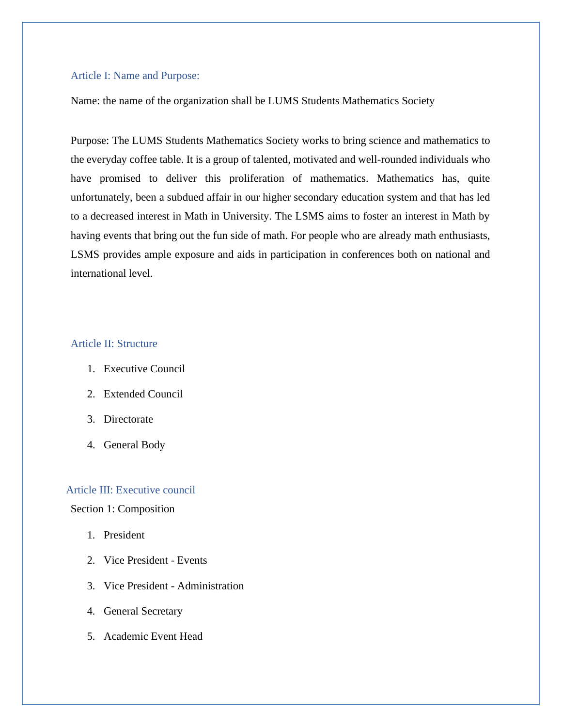## Article I: Name and Purpose:

Name: the name of the organization shall be LUMS Students Mathematics Society

Purpose: The LUMS Students Mathematics Society works to bring science and mathematics to the everyday coffee table. It is a group of talented, motivated and well-rounded individuals who have promised to deliver this proliferation of mathematics. Mathematics has, quite unfortunately, been a subdued affair in our higher secondary education system and that has led to a decreased interest in Math in University. The LSMS aims to foster an interest in Math by having events that bring out the fun side of math. For people who are already math enthusiasts, LSMS provides ample exposure and aids in participation in conferences both on national and international level.

## Article II: Structure

1. Executive Council
2. Extended Council
3. Directorate
4. General Body

## Article III: Executive council

Section 1: Composition

1. President
2. Vice President - Events
3. Vice President - Administration
4. General Secretary
5. Academic Event Head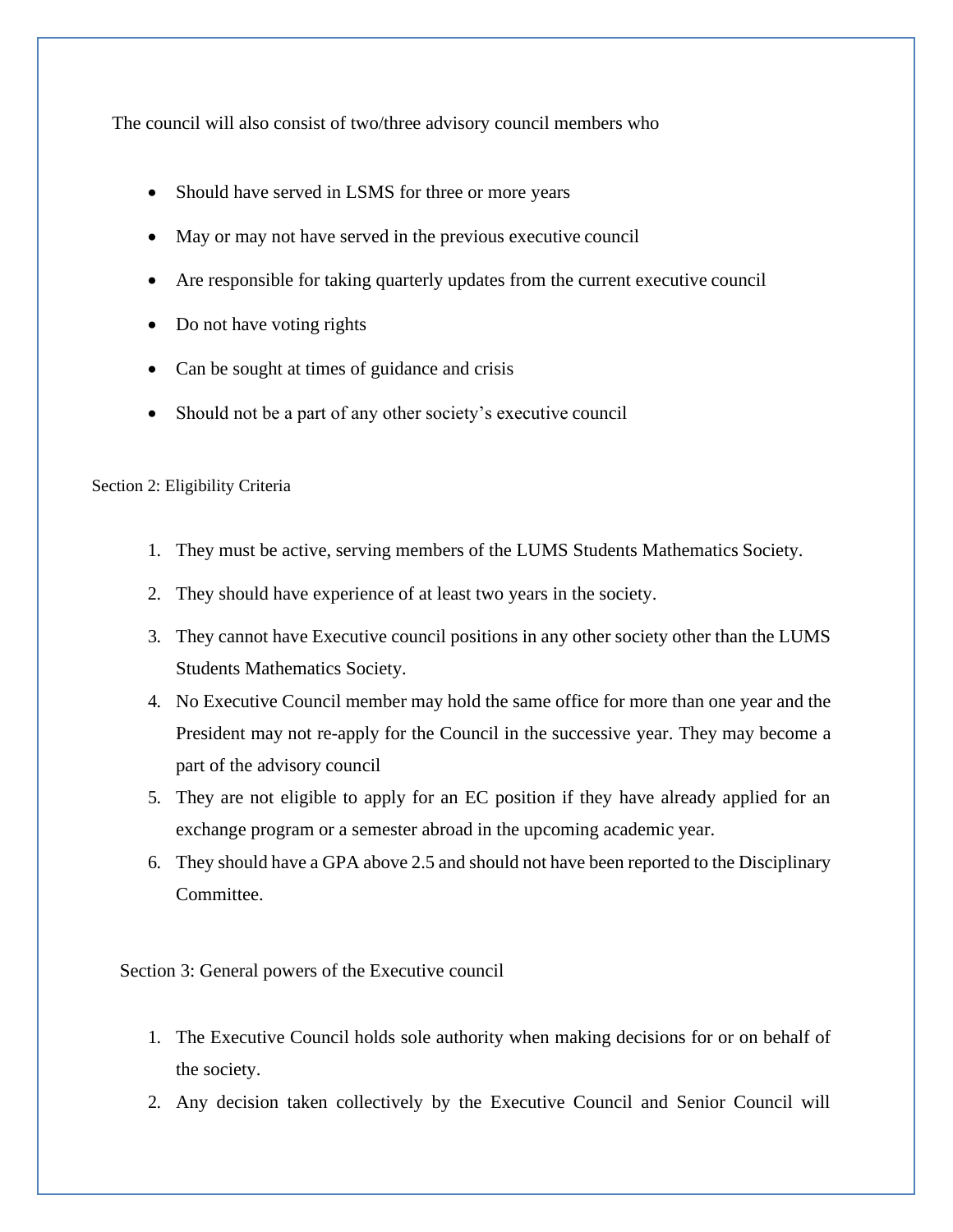The council will also consist of two/three advisory council members who

- Should have served in LSMS for three or more years
- May or may not have served in the previous executive council
- Are responsible for taking quarterly updates from the current executive council
- Do not have voting rights
- Can be sought at times of guidance and crisis
- Should not be a part of any other society's executive council

Section 2: Eligibility Criteria

1. They must be active, serving members of the LUMS Students Mathematics Society.
2. They should have experience of at least two years in the society.
3. They cannot have Executive council positions in any other society other than the LUMS Students Mathematics Society.
4. No Executive Council member may hold the same office for more than one year and the President may not re-apply for the Council in the successive year. They may become a part of the advisory council
5. They are not eligible to apply for an EC position if they have already applied for an exchange program or a semester abroad in the upcoming academic year.
6. They should have a GPA above 2.5 and should not have been reported to the Disciplinary Committee.

Section 3: General powers of the Executive council

1. The Executive Council holds sole authority when making decisions for or on behalf of the society.
2. Any decision taken collectively by the Executive Council and Senior Council will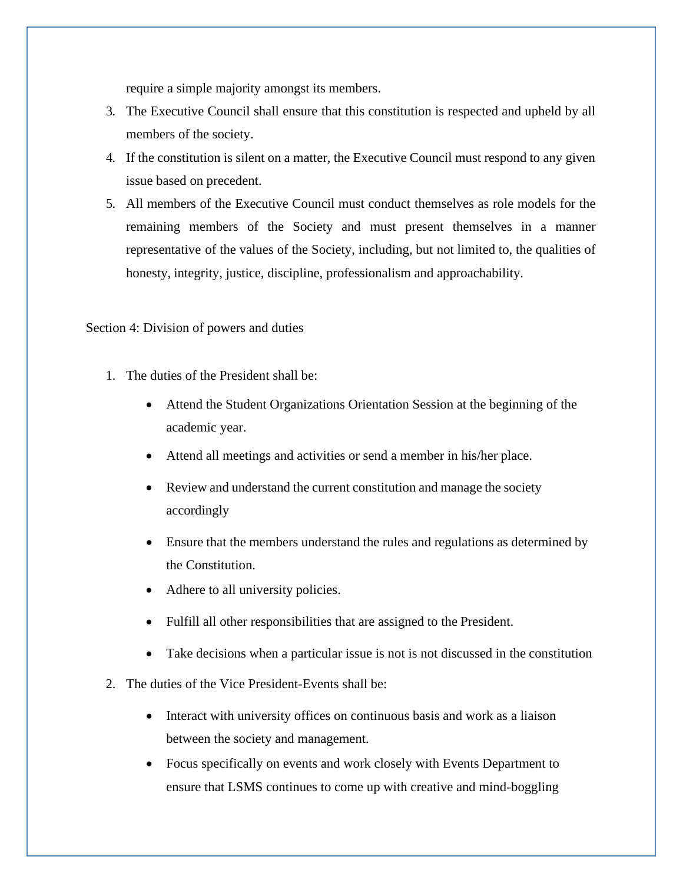require a simple majority amongst its members.

3. The Executive Council shall ensure that this constitution is respected and upheld by all members of the society.
4. If the constitution is silent on a matter, the Executive Council must respond to any given issue based on precedent.
5. All members of the Executive Council must conduct themselves as role models for the remaining members of the Society and must present themselves in a manner representative of the values of the Society, including, but not limited to, the qualities of honesty, integrity, justice, discipline, professionalism and approachability.

Section 4: Division of powers and duties

1. The duties of the President shall be:
   - Attend the Student Organizations Orientation Session at the beginning of the academic year.
   - Attend all meetings and activities or send a member in his/her place.
   - Review and understand the current constitution and manage the society accordingly
   - Ensure that the members understand the rules and regulations as determined by the Constitution.
   - Adhere to all university policies.
   - Fulfill all other responsibilities that are assigned to the President.
   - Take decisions when a particular issue is not is not discussed in the constitution
2. The duties of the Vice President-Events shall be:
   - Interact with university offices on continuous basis and work as a liaison between the society and management.
   - Focus specifically on events and work closely with Events Department to ensure that LSMS continues to come up with creative and mind-boggling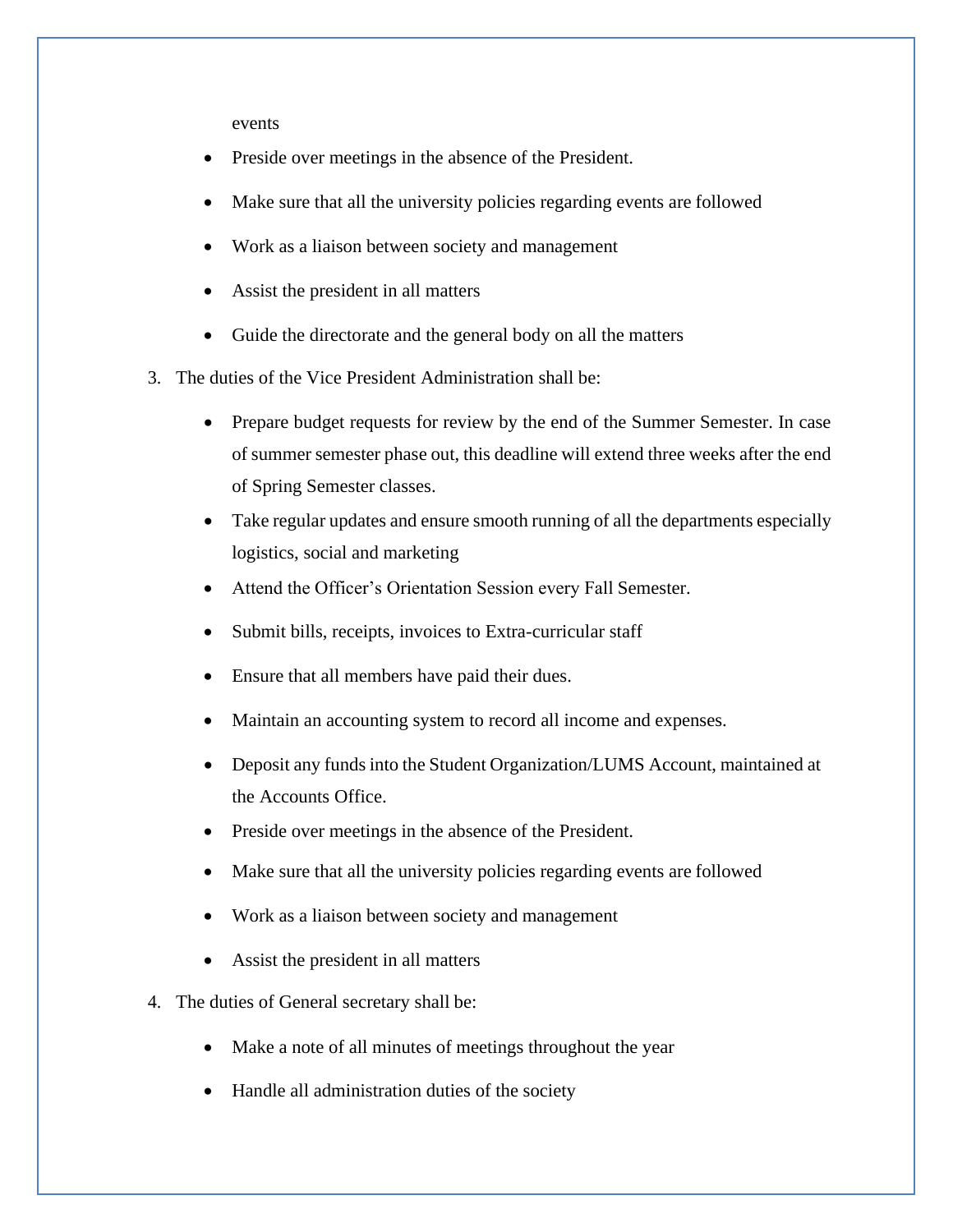events

- Preside over meetings in the absence of the President.
- Make sure that all the university policies regarding events are followed
- Work as a liaison between society and management
- Assist the president in all matters
- Guide the directorate and the general body on all the matters

3. The duties of the Vice President Administration shall be:

    - Prepare budget requests for review by the end of the Summer Semester. In case of summer semester phase out, this deadline will extend three weeks after the end of Spring Semester classes.
    - Take regular updates and ensure smooth running of all the departments especially logistics, social and marketing
    - Attend the Officer's Orientation Session every Fall Semester.
    - Submit bills, receipts, invoices to Extra-curricular staff
    - Ensure that all members have paid their dues.
    - Maintain an accounting system to record all income and expenses.
    - Deposit any funds into the Student Organization/LUMS Account, maintained at the Accounts Office.
    - Preside over meetings in the absence of the President.
    - Make sure that all the university policies regarding events are followed
    - Work as a liaison between society and management
    - Assist the president in all matters

4. The duties of General secretary shall be:

    - Make a note of all minutes of meetings throughout the year
    - Handle all administration duties of the society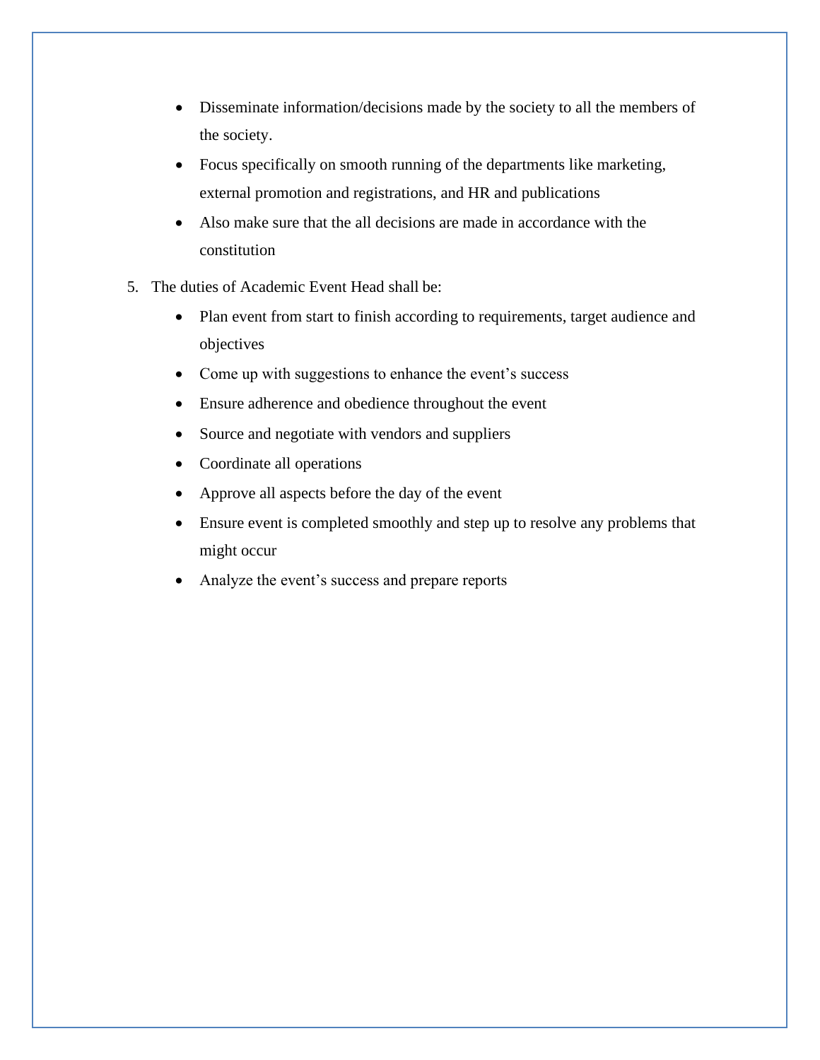- Disseminate information/decisions made by the society to all the members of the society.
- Focus specifically on smooth running of the departments like marketing, external promotion and registrations, and HR and publications
- Also make sure that the all decisions are made in accordance with the constitution

5. The duties of Academic Event Head shall be:
    - Plan event from start to finish according to requirements, target audience and objectives
    - Come up with suggestions to enhance the event's success
    - Ensure adherence and obedience throughout the event
    - Source and negotiate with vendors and suppliers
    - Coordinate all operations
    - Approve all aspects before the day of the event
    - Ensure event is completed smoothly and step up to resolve any problems that might occur
    - Analyze the event's success and prepare reports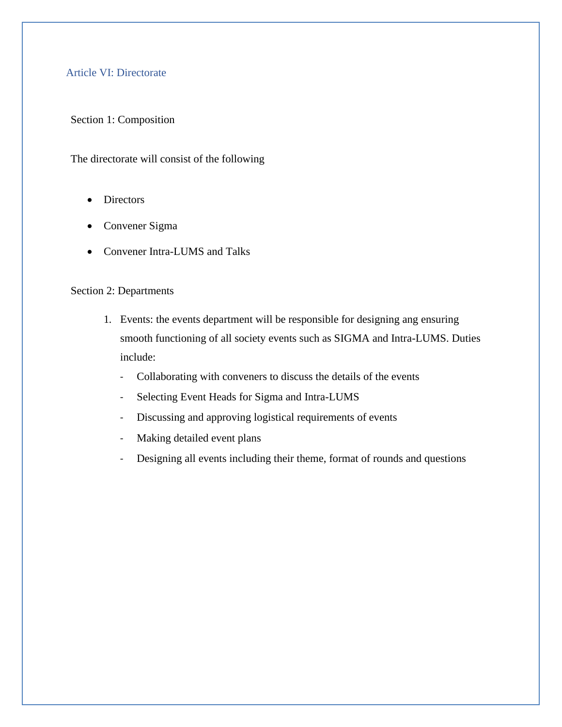## Article VI: Directorate

Section 1: Composition

The directorate will consist of the following

- Directors
- Convener Sigma
- Convener Intra-LUMS and Talks

Section 2: Departments

1. Events: the events department will be responsible for designing ang ensuring smooth functioning of all society events such as SIGMA and Intra-LUMS. Duties include:
   - Collaborating with conveners to discuss the details of the events
   - Selecting Event Heads for Sigma and Intra-LUMS
   - Discussing and approving logistical requirements of events
   - Making detailed event plans
   - Designing all events including their theme, format of rounds and questions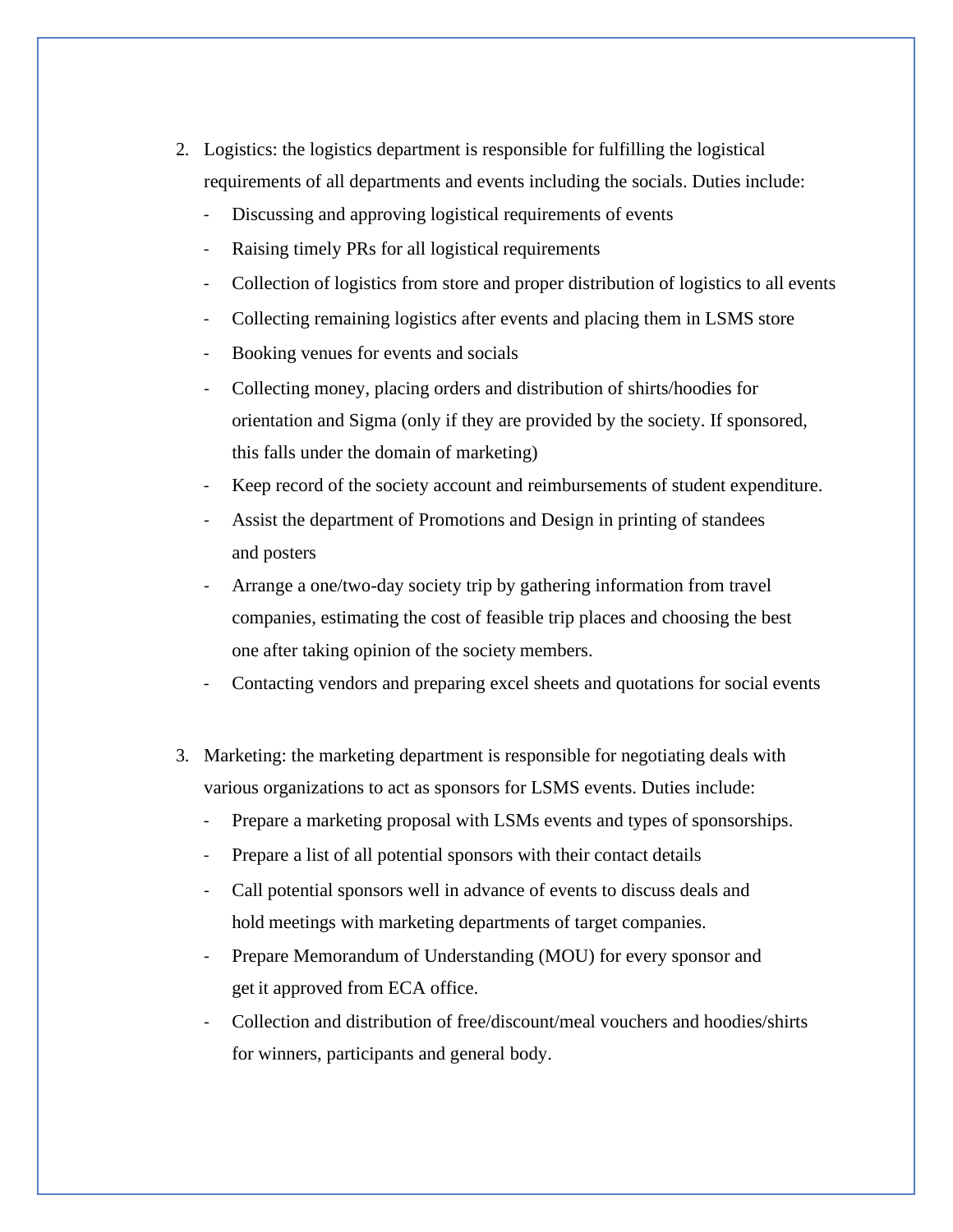2. Logistics: the logistics department is responsible for fulfilling the logistical requirements of all departments and events including the socials. Duties include:
   - Discussing and approving logistical requirements of events
   - Raising timely PRs for all logistical requirements
   - Collection of logistics from store and proper distribution of logistics to all events
   - Collecting remaining logistics after events and placing them in LSMS store
   - Booking venues for events and socials
   - Collecting money, placing orders and distribution of shirts/hoodies for orientation and Sigma (only if they are provided by the society. If sponsored, this falls under the domain of marketing)
   - Keep record of the society account and reimbursements of student expenditure.
   - Assist the department of Promotions and Design in printing of standees and posters
   - Arrange a one/two-day society trip by gathering information from travel companies, estimating the cost of feasible trip places and choosing the best one after taking opinion of the society members.
   - Contacting vendors and preparing excel sheets and quotations for social events

3. Marketing: the marketing department is responsible for negotiating deals with various organizations to act as sponsors for LSMS events. Duties include:
   - Prepare a marketing proposal with LSMs events and types of sponsorships.
   - Prepare a list of all potential sponsors with their contact details
   - Call potential sponsors well in advance of events to discuss deals and hold meetings with marketing departments of target companies.
   - Prepare Memorandum of Understanding (MOU) for every sponsor and get it approved from ECA office.
   - Collection and distribution of free/discount/meal vouchers and hoodies/shirts for winners, participants and general body.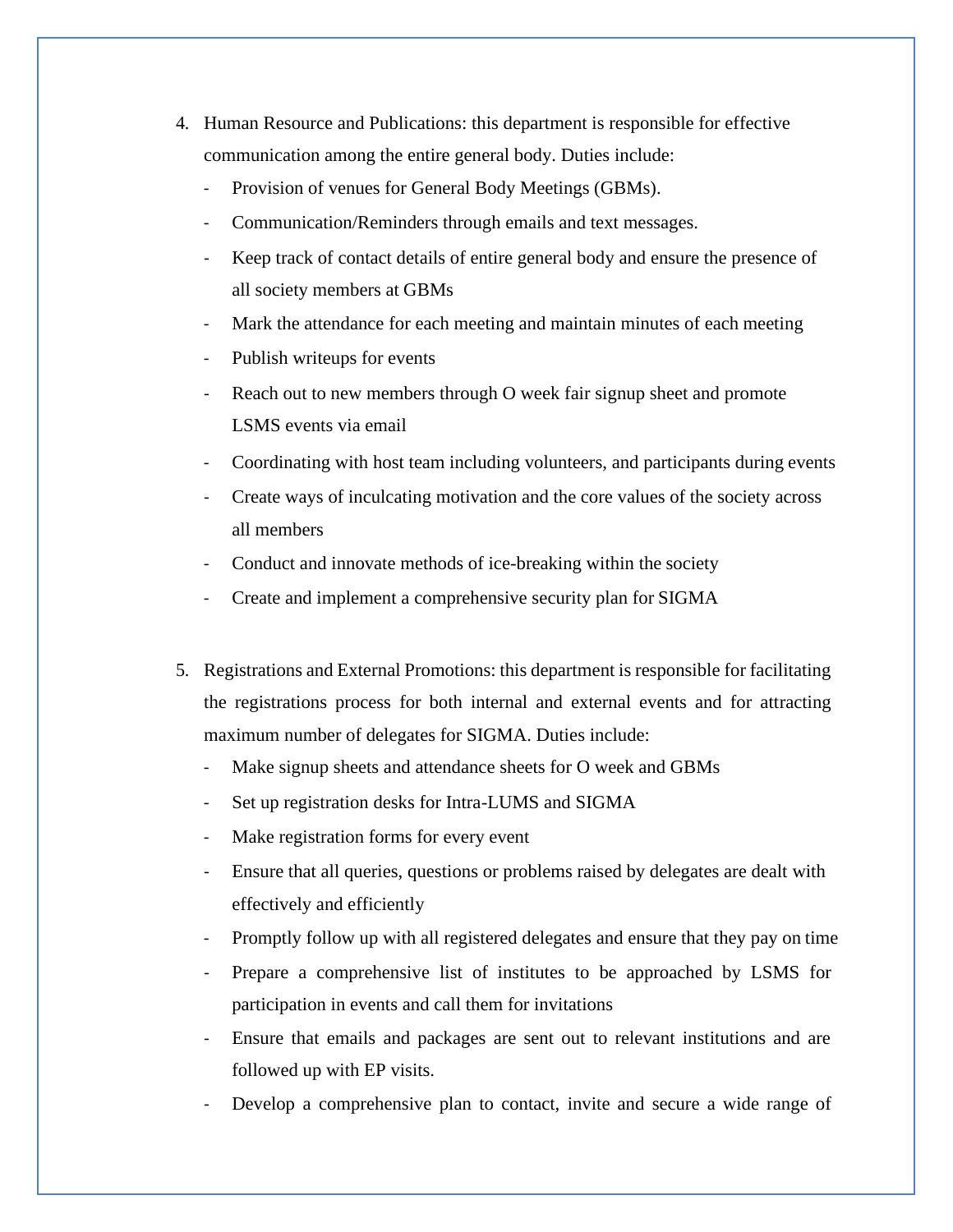4. Human Resource and Publications: this department is responsible for effective communication among the entire general body. Duties include:
   - Provision of venues for General Body Meetings (GBMs).
   - Communication/Reminders through emails and text messages.
   - Keep track of contact details of entire general body and ensure the presence of all society members at GBMs
   - Mark the attendance for each meeting and maintain minutes of each meeting
   - Publish writeups for events
   - Reach out to new members through O week fair signup sheet and promote LSMS events via email
   - Coordinating with host team including volunteers, and participants during events
   - Create ways of inculcating motivation and the core values of the society across all members
   - Conduct and innovate methods of ice-breaking within the society
   - Create and implement a comprehensive security plan for SIGMA

5. Registrations and External Promotions: this department is responsible for facilitating the registrations process for both internal and external events and for attracting maximum number of delegates for SIGMA. Duties include:
   - Make signup sheets and attendance sheets for O week and GBMs
   - Set up registration desks for Intra-LUMS and SIGMA
   - Make registration forms for every event
   - Ensure that all queries, questions or problems raised by delegates are dealt with effectively and efficiently
   - Promptly follow up with all registered delegates and ensure that they pay on time
   - Prepare a comprehensive list of institutes to be approached by LSMS for participation in events and call them for invitations
   - Ensure that emails and packages are sent out to relevant institutions and are followed up with EP visits.
   - Develop a comprehensive plan to contact, invite and secure a wide range of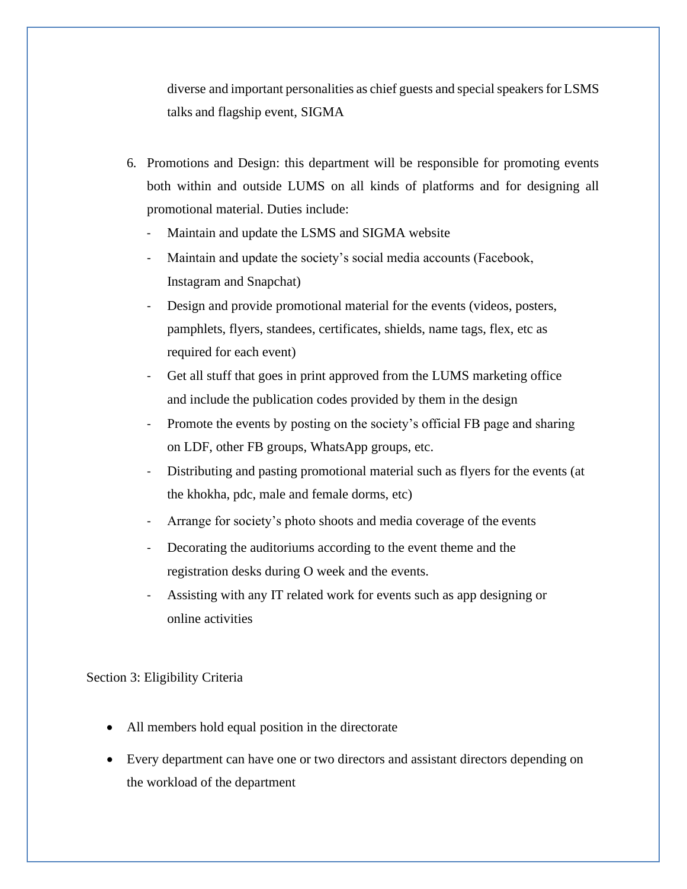diverse and important personalities as chief guests and special speakers for LSMS talks and flagship event, SIGMA

6. Promotions and Design: this department will be responsible for promoting events both within and outside LUMS on all kinds of platforms and for designing all promotional material. Duties include:
   - Maintain and update the LSMS and SIGMA website
   - Maintain and update the society's social media accounts (Facebook, Instagram and Snapchat)
   - Design and provide promotional material for the events (videos, posters, pamphlets, flyers, standees, certificates, shields, name tags, flex, etc as required for each event)
   - Get all stuff that goes in print approved from the LUMS marketing office and include the publication codes provided by them in the design
   - Promote the events by posting on the society's official FB page and sharing on LDF, other FB groups, WhatsApp groups, etc.
   - Distributing and pasting promotional material such as flyers for the events (at the khokha, pdc, male and female dorms, etc)
   - Arrange for society's photo shoots and media coverage of the events
   - Decorating the auditoriums according to the event theme and the registration desks during O week and the events.
   - Assisting with any IT related work for events such as app designing or online activities

Section 3: Eligibility Criteria

- All members hold equal position in the directorate
- Every department can have one or two directors and assistant directors depending on the workload of the department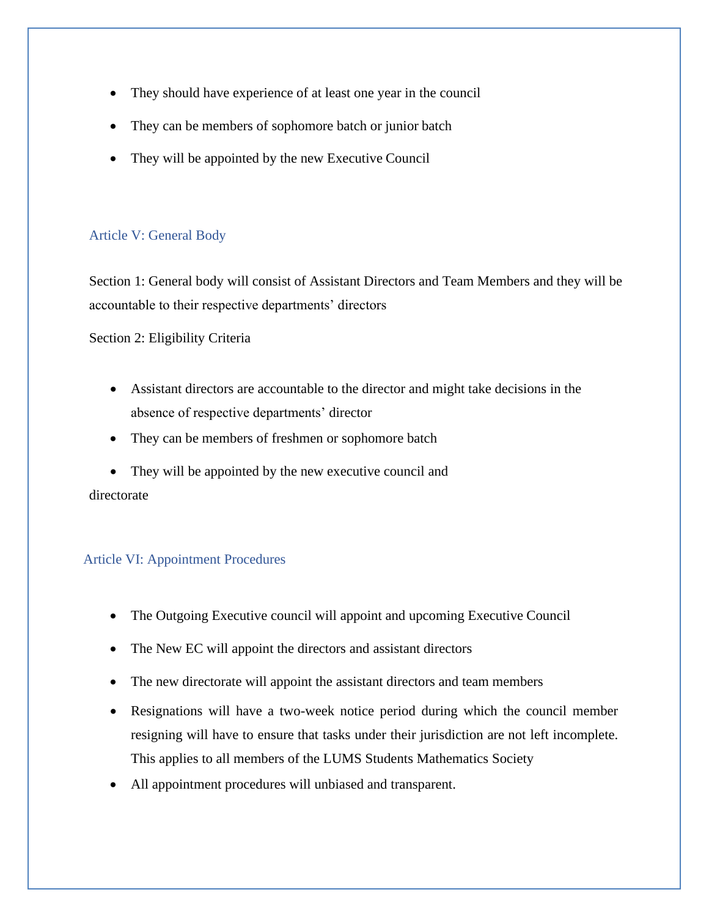- They should have experience of at least one year in the council
- They can be members of sophomore batch or junior batch
- They will be appointed by the new Executive Council

## Article V: General Body

Section 1: General body will consist of Assistant Directors and Team Members and they will be accountable to their respective departments' directors

Section 2: Eligibility Criteria

- Assistant directors are accountable to the director and might take decisions in the absence of respective departments' director
- They can be members of freshmen or sophomore batch
- They will be appointed by the new executive council and directorate

## Article VI: Appointment Procedures

- The Outgoing Executive council will appoint and upcoming Executive Council
- The New EC will appoint the directors and assistant directors
- The new directorate will appoint the assistant directors and team members
- Resignations will have a two-week notice period during which the council member resigning will have to ensure that tasks under their jurisdiction are not left incomplete. This applies to all members of the LUMS Students Mathematics Society
- All appointment procedures will unbiased and transparent.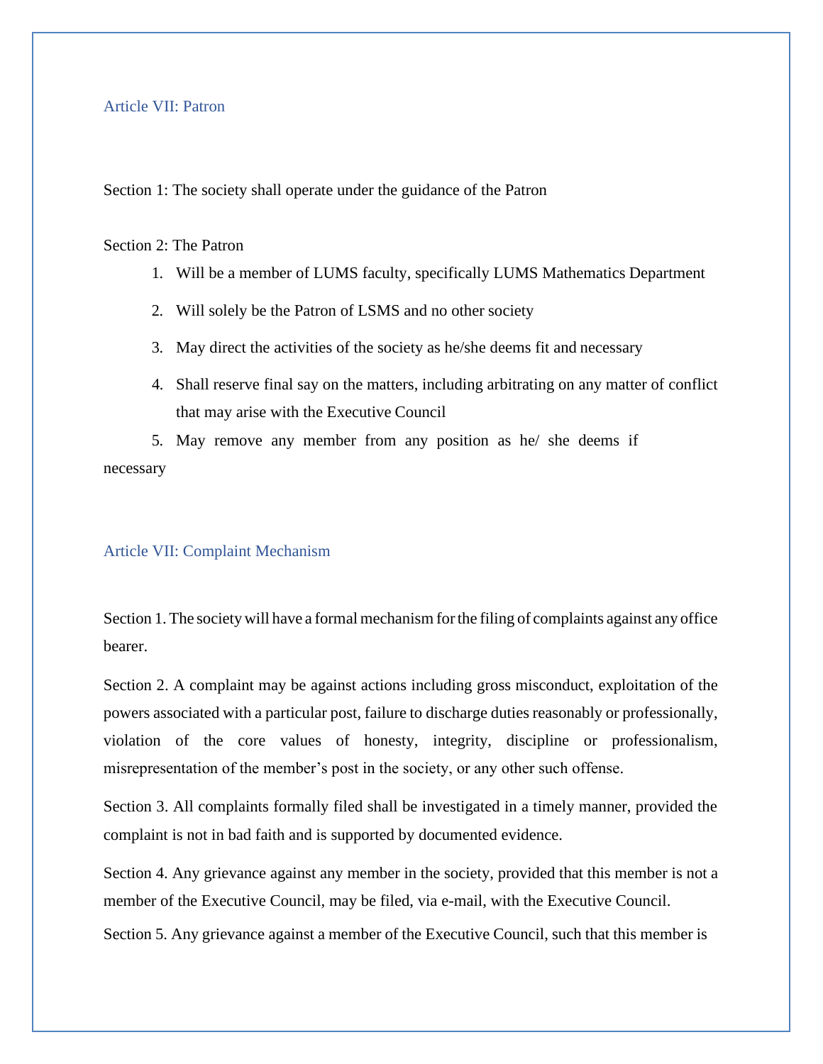## Article VII: Patron

Section 1: The society shall operate under the guidance of the Patron

Section 2: The Patron

1. Will be a member of LUMS faculty, specifically LUMS Mathematics Department
2. Will solely be the Patron of LSMS and no other society
3. May direct the activities of the society as he/she deems fit and necessary
4. Shall reserve final say on the matters, including arbitrating on any matter of conflict that may arise with the Executive Council
5. May remove any member from any position as he/ she deems if necessary

## Article VII: Complaint Mechanism

Section 1. The society will have a formal mechanism for the filing of complaints against any office bearer.

Section 2. A complaint may be against actions including gross misconduct, exploitation of the powers associated with a particular post, failure to discharge duties reasonably or professionally, violation of the core values of honesty, integrity, discipline or professionalism, misrepresentation of the member's post in the society, or any other such offense.

Section 3. All complaints formally filed shall be investigated in a timely manner, provided the complaint is not in bad faith and is supported by documented evidence.

Section 4. Any grievance against any member in the society, provided that this member is not a member of the Executive Council, may be filed, via e-mail, with the Executive Council.

Section 5. Any grievance against a member of the Executive Council, such that this member is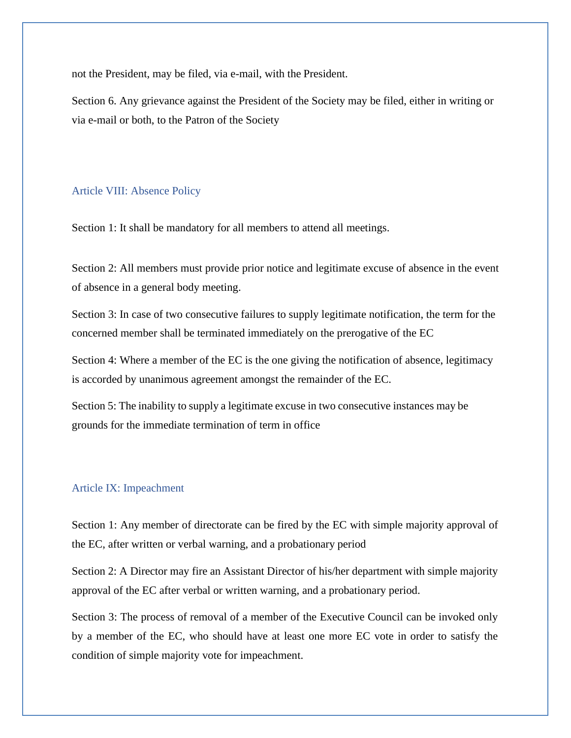not the President, may be filed, via e-mail, with the President.

Section 6. Any grievance against the President of the Society may be filed, either in writing or via e-mail or both, to the Patron of the Society

## Article VIII: Absence Policy

Section 1: It shall be mandatory for all members to attend all meetings.

Section 2: All members must provide prior notice and legitimate excuse of absence in the event of absence in a general body meeting.

Section 3: In case of two consecutive failures to supply legitimate notification, the term for the concerned member shall be terminated immediately on the prerogative of the EC

Section 4: Where a member of the EC is the one giving the notification of absence, legitimacy is accorded by unanimous agreement amongst the remainder of the EC.

Section 5: The inability to supply a legitimate excuse in two consecutive instances may be grounds for the immediate termination of term in office

## Article IX: Impeachment

Section 1: Any member of directorate can be fired by the EC with simple majority approval of the EC, after written or verbal warning, and a probationary period

Section 2: A Director may fire an Assistant Director of his/her department with simple majority approval of the EC after verbal or written warning, and a probationary period.

Section 3: The process of removal of a member of the Executive Council can be invoked only by a member of the EC, who should have at least one more EC vote in order to satisfy the condition of simple majority vote for impeachment.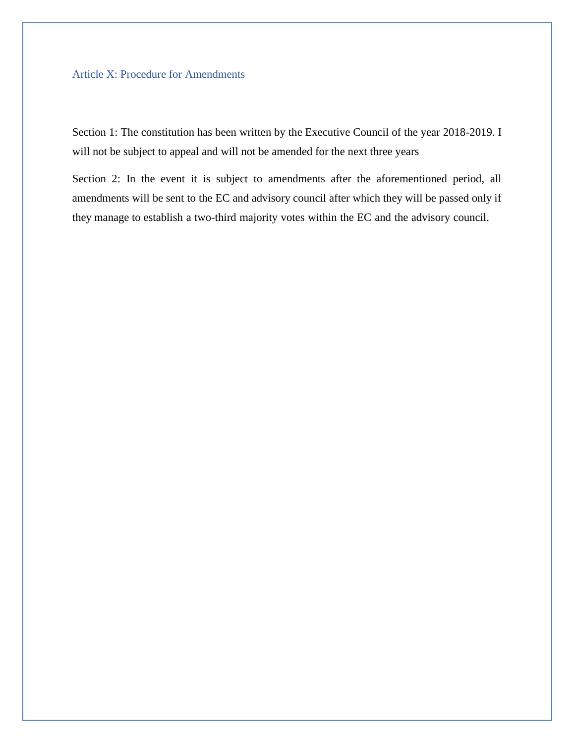## Article X: Procedure for Amendments

Section 1: The constitution has been written by the Executive Council of the year 2018-2019. I will not be subject to appeal and will not be amended for the next three years

Section 2: In the event it is subject to amendments after the aforementioned period, all amendments will be sent to the EC and advisory council after which they will be passed only if they manage to establish a two-third majority votes within the EC and the advisory council.